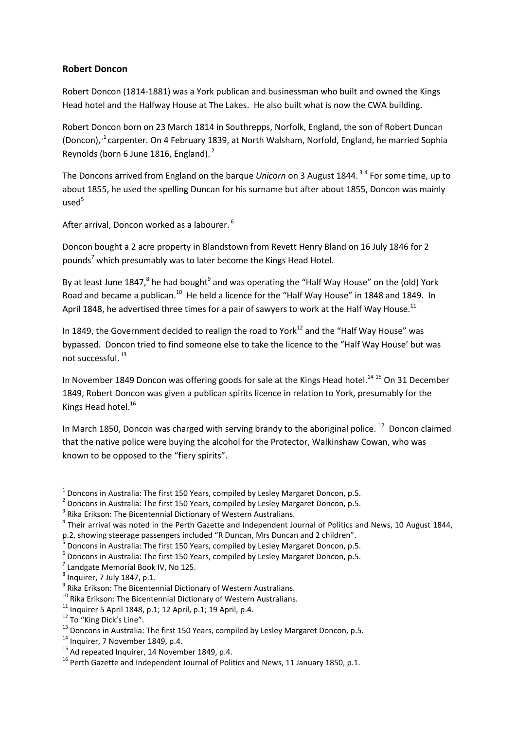## Robert Doncon

Robert Doncon (1814-1881) was a York publican and businessman who built and owned the Kings Head hotel and the Halfway House at The Lakes. He also built what is now the CWA building.

Robert Doncon born on 23 March 1814 in Southrepps, Norfolk, England, the son of Robert Duncan (Doncon), [1] carpenter. On 4 February 1839, at North Walsham, Norfold, England, he married Sophia Reynolds (born 6 June 1816, England). [2]

The Doncons arrived from England on the barque *Unicorn* on 3 August 1844. [3] [4] For some time, up to about 1855, he used the spelling Duncan for his surname but after about 1855, Doncon was mainly used[5]

After arrival, Doncon worked as a labourer. [6]

Doncon bought a 2 acre property in Blandstown from Revett Henry Bland on 16 July 1846 for 2 pounds[7] which presumably was to later become the Kings Head Hotel.

By at least June 1847,[8] he had bought[9] and was operating the "Half Way House" on the (old) York Road and became a publican.[10] He held a licence for the "Half Way House" in 1848 and 1849. In April 1848, he advertised three times for a pair of sawyers to work at the Half Way House.[11]

In 1849, the Government decided to realign the road to York[12] and the "Half Way House" was bypassed. Doncon tried to find someone else to take the licence to the "Half Way House' but was not successful. [13]

In November 1849 Doncon was offering goods for sale at the Kings Head hotel.[14] [15] On 31 December 1849, Robert Doncon was given a publican spirits licence in relation to York, presumably for the Kings Head hotel.[16]

In March 1850, Doncon was charged with serving brandy to the aboriginal police. [17] Doncon claimed that the native police were buying the alcohol for the Protector, Walkinshaw Cowan, who was known to be opposed to the "fiery spirits".

---

[1] Doncons in Australia: The first 150 Years, compiled by Lesley Margaret Doncon, p.5.

[2] Doncons in Australia: The first 150 Years, compiled by Lesley Margaret Doncon, p.5.

[3] Rika Erikson: The Bicentennial Dictionary of Western Australians.

[4] Their arrival was noted in the Perth Gazette and Independent Journal of Politics and News, 10 August 1844, p.2, showing steerage passengers included "R Duncan, Mrs Duncan and 2 children".

[5] Doncons in Australia: The first 150 Years, compiled by Lesley Margaret Doncon, p.5.

[6] Doncons in Australia: The first 150 Years, compiled by Lesley Margaret Doncon, p.5.

[7] Landgate Memorial Book IV, No 125.

[8] Inquirer, 7 July 1847, p.1.

[9] Rika Erikson: The Bicentennial Dictionary of Western Australians.

[10] Rika Erikson: The Bicentennial Dictionary of Western Australians.

[11] Inquirer 5 April 1848, p.1; 12 April, p.1; 19 April, p.4.

[12] To "King Dick's Line".

[13] Doncons in Australia: The first 150 Years, compiled by Lesley Margaret Doncon, p.5.

[14] Inquirer, 7 November 1849, p.4.

[15] Ad repeated Inquirer, 14 November 1849, p.4.

[16] Perth Gazette and Independent Journal of Politics and News, 11 January 1850, p.1.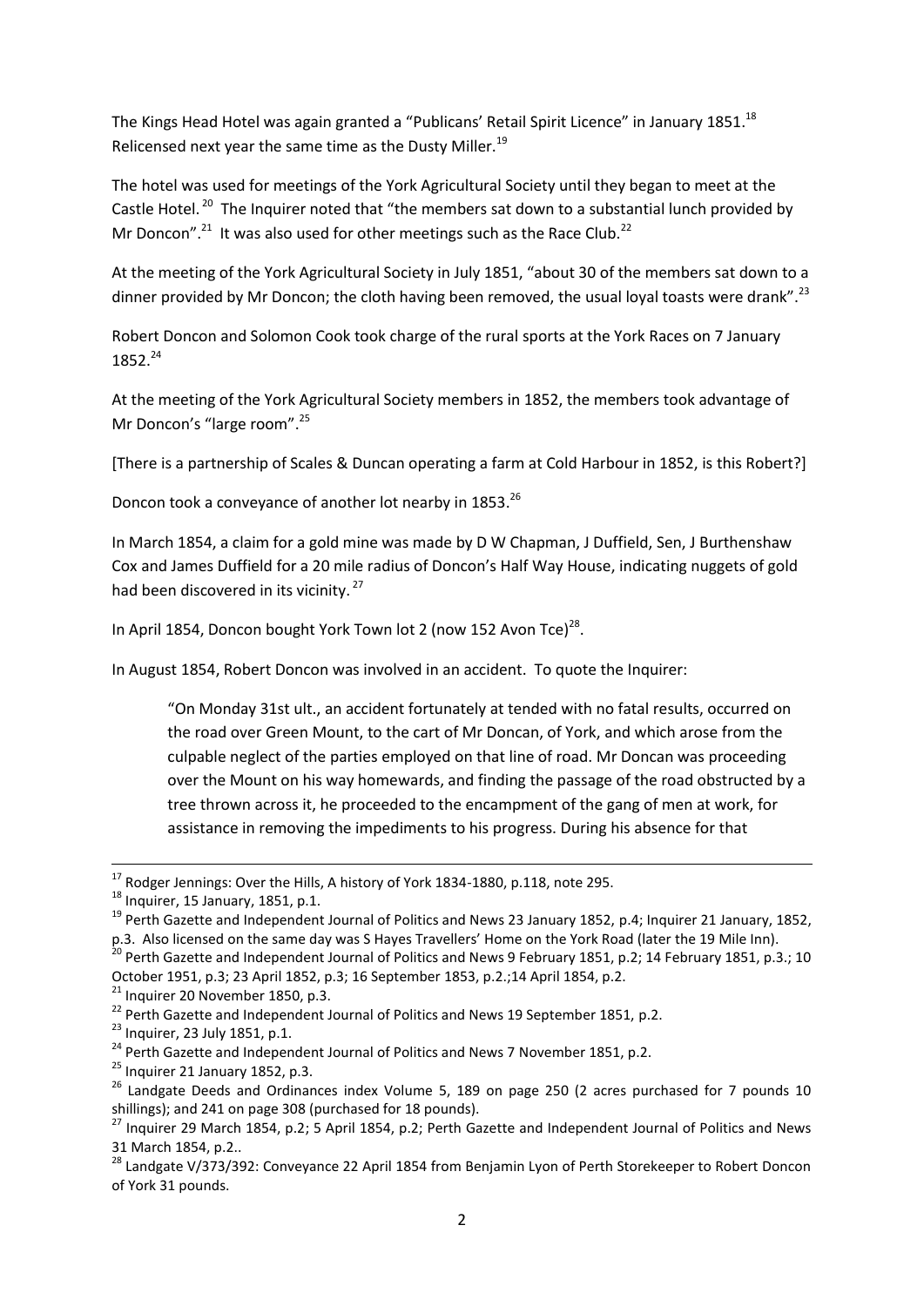The Kings Head Hotel was again granted a "Publicans' Retail Spirit Licence" in January 1851.[18] Relicensed next year the same time as the Dusty Miller.[19]

The hotel was used for meetings of the York Agricultural Society until they began to meet at the Castle Hotel.[20] The Inquirer noted that "the members sat down to a substantial lunch provided by Mr Doncon".[21] It was also used for other meetings such as the Race Club.[22]

At the meeting of the York Agricultural Society in July 1851, "about 30 of the members sat down to a dinner provided by Mr Doncon; the cloth having been removed, the usual loyal toasts were drank".[23]

Robert Doncon and Solomon Cook took charge of the rural sports at the York Races on 7 January 1852.[24]

At the meeting of the York Agricultural Society members in 1852, the members took advantage of Mr Doncon's "large room".[25]

[There is a partnership of Scales & Duncan operating a farm at Cold Harbour in 1852, is this Robert?]

Doncon took a conveyance of another lot nearby in 1853.[26]

In March 1854, a claim for a gold mine was made by D W Chapman, J Duffield, Sen, J Burthenshaw Cox and James Duffield for a 20 mile radius of Doncon's Half Way House, indicating nuggets of gold had been discovered in its vicinity.[27]

In April 1854, Doncon bought York Town lot 2 (now 152 Avon Tce)[28].

In August 1854, Robert Doncon was involved in an accident. To quote the Inquirer:

> "On Monday 31st ult., an accident fortunately at tended with no fatal results, occurred on the road over Green Mount, to the cart of Mr Doncan, of York, and which arose from the culpable neglect of the parties employed on that line of road. Mr Doncan was proceeding over the Mount on his way homewards, and finding the passage of the road obstructed by a tree thrown across it, he proceeded to the encampment of the gang of men at work, for assistance in removing the impediments to his progress. During his absence for that

---

[17] Rodger Jennings: Over the Hills, A history of York 1834-1880, p.118, note 295.

[18] Inquirer, 15 January, 1851, p.1.

[19] Perth Gazette and Independent Journal of Politics and News 23 January 1852, p.4; Inquirer 21 January, 1852, p.3. Also licensed on the same day was S Hayes Travellers' Home on the York Road (later the 19 Mile Inn).

[20] Perth Gazette and Independent Journal of Politics and News 9 February 1851, p.2; 14 February 1851, p.3.; 10 October 1951, p.3; 23 April 1852, p.3; 16 September 1853, p.2.;14 April 1854, p.2.

[21] Inquirer 20 November 1850, p.3.

[22] Perth Gazette and Independent Journal of Politics and News 19 September 1851, p.2.

[23] Inquirer, 23 July 1851, p.1.

[24] Perth Gazette and Independent Journal of Politics and News 7 November 1851, p.2.

[25] Inquirer 21 January 1852, p.3.

[26] Landgate Deeds and Ordinances index Volume 5, 189 on page 250 (2 acres purchased for 7 pounds 10 shillings); and 241 on page 308 (purchased for 18 pounds).

[27] Inquirer 29 March 1854, p.2; 5 April 1854, p.2; Perth Gazette and Independent Journal of Politics and News 31 March 1854, p.2..

[28] Landgate V/373/392: Conveyance 22 April 1854 from Benjamin Lyon of Perth Storekeeper to Robert Doncon of York 31 pounds.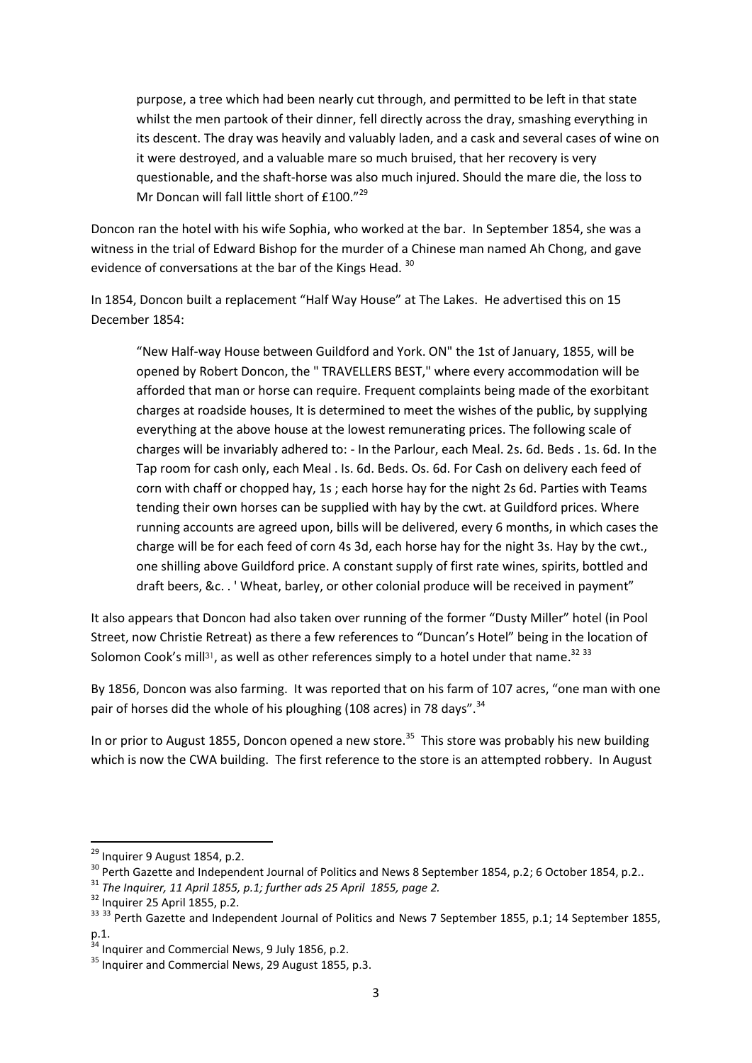purpose, a tree which had been nearly cut through, and permitted to be left in that state whilst the men partook of their dinner, fell directly across the dray, smashing everything in its descent. The dray was heavily and valuably laden, and a cask and several cases of wine on it were destroyed, and a valuable mare so much bruised, that her recovery is very questionable, and the shaft-horse was also much injured. Should the mare die, the loss to Mr Doncan will fall little short of £100."[29]

Doncon ran the hotel with his wife Sophia, who worked at the bar. In September 1854, she was a witness in the trial of Edward Bishop for the murder of a Chinese man named Ah Chong, and gave evidence of conversations at the bar of the Kings Head. [30]

In 1854, Doncon built a replacement "Half Way House" at The Lakes. He advertised this on 15 December 1854:

> "New Half-way House between Guildford and York. ON" the 1st of January, 1855, will be opened by Robert Doncon, the " TRAVELLERS BEST," where every accommodation will be afforded that man or horse can require. Frequent complaints being made of the exorbitant charges at roadside houses, It is determined to meet the wishes of the public, by supplying everything at the above house at the lowest remunerating prices. The following scale of charges will be invariably adhered to: - In the Parlour, each Meal. 2s. 6d. Beds . 1s. 6d. In the Tap room for cash only, each Meal . Is. 6d. Beds. Os. 6d. For Cash on delivery each feed of corn with chaff or chopped hay, 1s ; each horse hay for the night 2s 6d. Parties with Teams tending their own horses can be supplied with hay by the cwt. at Guildford prices. Where running accounts are agreed upon, bills will be delivered, every 6 months, in which cases the charge will be for each feed of corn 4s 3d, each horse hay for the night 3s. Hay by the cwt., one shilling above Guildford price. A constant supply of first rate wines, spirits, bottled and draft beers, &c. . ' Wheat, barley, or other colonial produce will be received in payment"

It also appears that Doncon had also taken over running of the former "Dusty Miller" hotel (in Pool Street, now Christie Retreat) as there a few references to "Duncan's Hotel" being in the location of Solomon Cook's mill[31], as well as other references simply to a hotel under that name.[32] [33]

By 1856, Doncon was also farming. It was reported that on his farm of 107 acres, "one man with one pair of horses did the whole of his ploughing (108 acres) in 78 days".[34]

In or prior to August 1855, Doncon opened a new store.[35] This store was probably his new building which is now the CWA building. The first reference to the store is an attempted robbery. In August

---

[29] Inquirer 9 August 1854, p.2.

[30] Perth Gazette and Independent Journal of Politics and News 8 September 1854, p.2; 6 October 1854, p.2..

[31] *The Inquirer, 11 April 1855, p.1; further ads 25 April 1855, page 2.*

[32] Inquirer 25 April 1855, p.2.

[33] [33] Perth Gazette and Independent Journal of Politics and News 7 September 1855, p.1; 14 September 1855, p.1.

[34] Inquirer and Commercial News, 9 July 1856, p.2.

[35] Inquirer and Commercial News, 29 August 1855, p.3.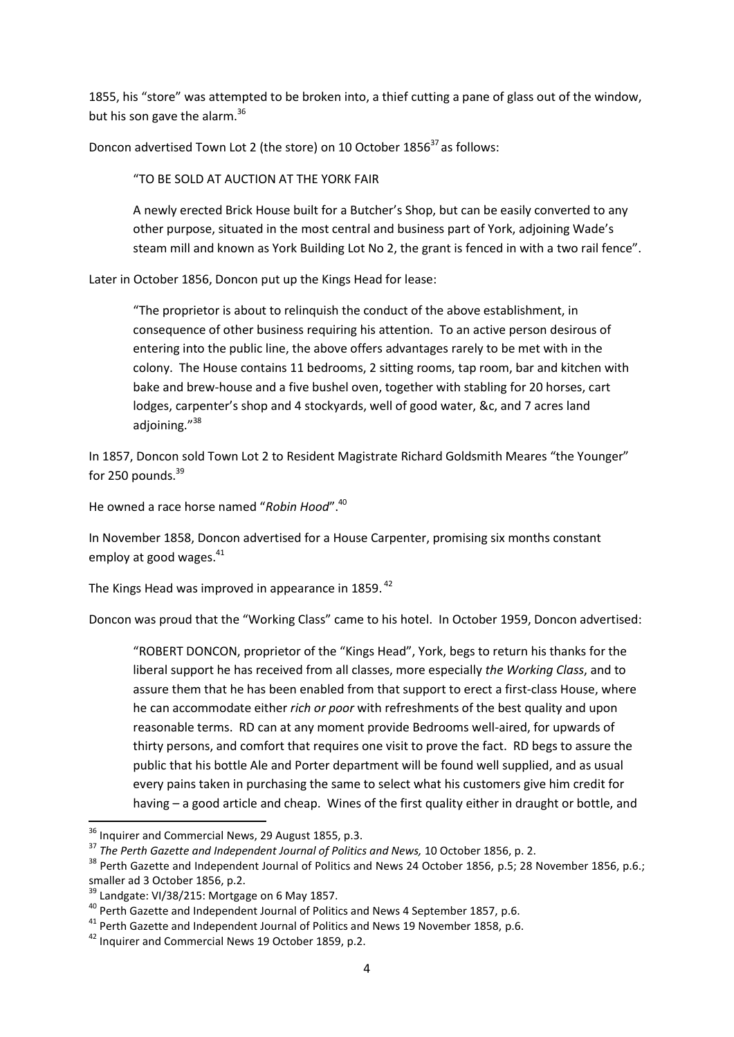1855, his "store" was attempted to be broken into, a thief cutting a pane of glass out of the window, but his son gave the alarm.[36]

Doncon advertised Town Lot 2 (the store) on 10 October 1856[37] as follows:

> "TO BE SOLD AT AUCTION AT THE YORK FAIR
>
> A newly erected Brick House built for a Butcher's Shop, but can be easily converted to any other purpose, situated in the most central and business part of York, adjoining Wade's steam mill and known as York Building Lot No 2, the grant is fenced in with a two rail fence".

Later in October 1856, Doncon put up the Kings Head for lease:

> "The proprietor is about to relinquish the conduct of the above establishment, in consequence of other business requiring his attention. To an active person desirous of entering into the public line, the above offers advantages rarely to be met with in the colony. The House contains 11 bedrooms, 2 sitting rooms, tap room, bar and kitchen with bake and brew-house and a five bushel oven, together with stabling for 20 horses, cart lodges, carpenter's shop and 4 stockyards, well of good water, &c, and 7 acres land adjoining."[38]

In 1857, Doncon sold Town Lot 2 to Resident Magistrate Richard Goldsmith Meares "the Younger" for 250 pounds.[39]

He owned a race horse named "*Robin Hood*".[40]

In November 1858, Doncon advertised for a House Carpenter, promising six months constant employ at good wages.[41]

The Kings Head was improved in appearance in 1859.[42]

Doncon was proud that the "Working Class" came to his hotel. In October 1959, Doncon advertised:

> "ROBERT DONCON, proprietor of the "Kings Head", York, begs to return his thanks for the liberal support he has received from all classes, more especially *the Working Class*, and to assure them that he has been enabled from that support to erect a first-class House, where he can accommodate either *rich or poor* with refreshments of the best quality and upon reasonable terms. RD can at any moment provide Bedrooms well-aired, for upwards of thirty persons, and comfort that requires one visit to prove the fact. RD begs to assure the public that his bottle Ale and Porter department will be found well supplied, and as usual every pains taken in purchasing the same to select what his customers give him credit for having – a good article and cheap. Wines of the first quality either in draught or bottle, and

---

[36] Inquirer and Commercial News, 29 August 1855, p.3.

[37] *The Perth Gazette and Independent Journal of Politics and News,* 10 October 1856, p. 2.

[38] Perth Gazette and Independent Journal of Politics and News 24 October 1856, p.5; 28 November 1856, p.6.; smaller ad 3 October 1856, p.2.

[39] Landgate: VI/38/215: Mortgage on 6 May 1857.

[40] Perth Gazette and Independent Journal of Politics and News 4 September 1857, p.6.

[41] Perth Gazette and Independent Journal of Politics and News 19 November 1858, p.6.

[42] Inquirer and Commercial News 19 October 1859, p.2.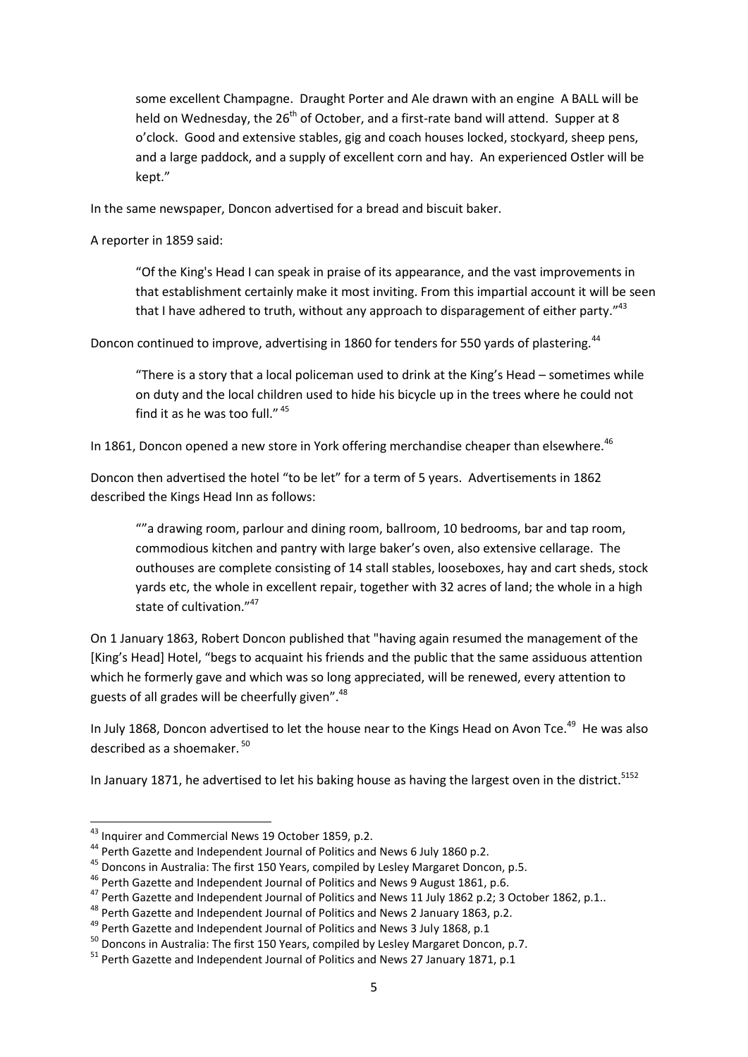some excellent Champagne. Draught Porter and Ale drawn with an engine A BALL will be held on Wednesday, the 26th of October, and a first-rate band will attend. Supper at 8 o'clock. Good and extensive stables, gig and coach houses locked, stockyard, sheep pens, and a large paddock, and a supply of excellent corn and hay. An experienced Ostler will be kept."

In the same newspaper, Doncon advertised for a bread and biscuit baker.

A reporter in 1859 said:

> "Of the King's Head I can speak in praise of its appearance, and the vast improvements in that establishment certainly make it most inviting. From this impartial account it will be seen that I have adhered to truth, without any approach to disparagement of either party."[43]

Doncon continued to improve, advertising in 1860 for tenders for 550 yards of plastering.[44]

> "There is a story that a local policeman used to drink at the King's Head – sometimes while on duty and the local children used to hide his bicycle up in the trees where he could not find it as he was too full." [45]

In 1861, Doncon opened a new store in York offering merchandise cheaper than elsewhere.[46]

Doncon then advertised the hotel "to be let" for a term of 5 years. Advertisements in 1862 described the Kings Head Inn as follows:

> ""a drawing room, parlour and dining room, ballroom, 10 bedrooms, bar and tap room, commodious kitchen and pantry with large baker's oven, also extensive cellarage. The outhouses are complete consisting of 14 stall stables, looseboxes, hay and cart sheds, stock yards etc, the whole in excellent repair, together with 32 acres of land; the whole in a high state of cultivation."[47]

On 1 January 1863, Robert Doncon published that "having again resumed the management of the [King's Head] Hotel, "begs to acquaint his friends and the public that the same assiduous attention which he formerly gave and which was so long appreciated, will be renewed, every attention to guests of all grades will be cheerfully given".[48]

In July 1868, Doncon advertised to let the house near to the Kings Head on Avon Tce.[49] He was also described as a shoemaker. [50]

In January 1871, he advertised to let his baking house as having the largest oven in the district.[51][52]

---

[43] Inquirer and Commercial News 19 October 1859, p.2.

[44] Perth Gazette and Independent Journal of Politics and News 6 July 1860 p.2.

[45] Doncons in Australia: The first 150 Years, compiled by Lesley Margaret Doncon, p.5.

[46] Perth Gazette and Independent Journal of Politics and News 9 August 1861, p.6.

[47] Perth Gazette and Independent Journal of Politics and News 11 July 1862 p.2; 3 October 1862, p.1..

[48] Perth Gazette and Independent Journal of Politics and News 2 January 1863, p.2.

[49] Perth Gazette and Independent Journal of Politics and News 3 July 1868, p.1

[50] Doncons in Australia: The first 150 Years, compiled by Lesley Margaret Doncon, p.7.

[51] Perth Gazette and Independent Journal of Politics and News 27 January 1871, p.1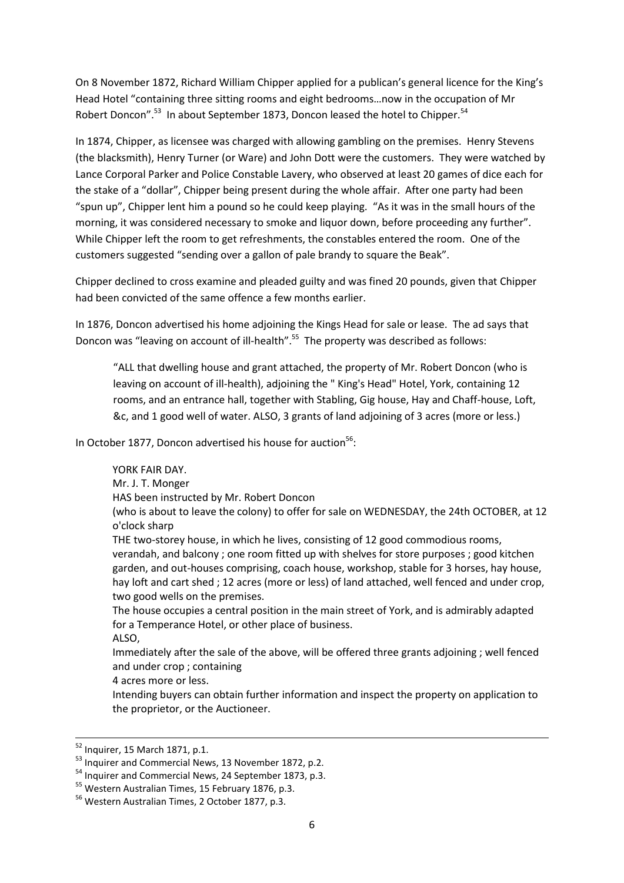On 8 November 1872, Richard William Chipper applied for a publican's general licence for the King's Head Hotel "containing three sitting rooms and eight bedrooms…now in the occupation of Mr Robert Doncon".[53] In about September 1873, Doncon leased the hotel to Chipper.[54]

In 1874, Chipper, as licensee was charged with allowing gambling on the premises. Henry Stevens (the blacksmith), Henry Turner (or Ware) and John Dott were the customers. They were watched by Lance Corporal Parker and Police Constable Lavery, who observed at least 20 games of dice each for the stake of a "dollar", Chipper being present during the whole affair. After one party had been "spun up", Chipper lent him a pound so he could keep playing. "As it was in the small hours of the morning, it was considered necessary to smoke and liquor down, before proceeding any further". While Chipper left the room to get refreshments, the constables entered the room. One of the customers suggested "sending over a gallon of pale brandy to square the Beak".

Chipper declined to cross examine and pleaded guilty and was fined 20 pounds, given that Chipper had been convicted of the same offence a few months earlier.

In 1876, Doncon advertised his home adjoining the Kings Head for sale or lease. The ad says that Doncon was "leaving on account of ill-health".[55] The property was described as follows:

> "ALL that dwelling house and grant attached, the property of Mr. Robert Doncon (who is leaving on account of ill-health), adjoining the " King's Head" Hotel, York, containing 12 rooms, and an entrance hall, together with Stabling, Gig house, Hay and Chaff-house, Loft, &c, and 1 good well of water. ALSO, 3 grants of land adjoining of 3 acres (more or less.)

In October 1877, Doncon advertised his house for auction[56]:

> YORK FAIR DAY.
> Mr. J. T. Monger
> HAS been instructed by Mr. Robert Doncon
> (who is about to leave the colony) to offer for sale on WEDNESDAY, the 24th OCTOBER, at 12 o'clock sharp
> THE two-storey house, in which he lives, consisting of 12 good commodious rooms, verandah, and balcony ; one room fitted up with shelves for store purposes ; good kitchen garden, and out-houses comprising, coach house, workshop, stable for 3 horses, hay house, hay loft and cart shed ; 12 acres (more or less) of land attached, well fenced and under crop, two good wells on the premises.
> The house occupies a central position in the main street of York, and is admirably adapted for a Temperance Hotel, or other place of business.
> ALSO,
> Immediately after the sale of the above, will be offered three grants adjoining ; well fenced and under crop ; containing
> 4 acres more or less.
> Intending buyers can obtain further information and inspect the property on application to the proprietor, or the Auctioneer.

---

[52] Inquirer, 15 March 1871, p.1.
[53] Inquirer and Commercial News, 13 November 1872, p.2.
[54] Inquirer and Commercial News, 24 September 1873, p.3.
[55] Western Australian Times, 15 February 1876, p.3.
[56] Western Australian Times, 2 October 1877, p.3.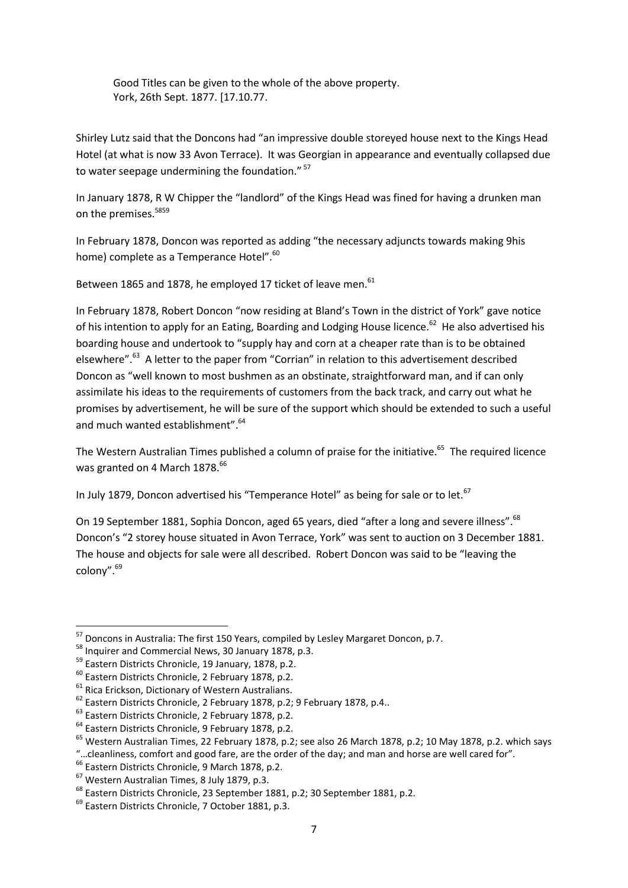Good Titles can be given to the whole of the above property.
York, 26th Sept. 1877. [17.10.77.

Shirley Lutz said that the Doncons had "an impressive double storeyed house next to the Kings Head Hotel (at what is now 33 Avon Terrace). It was Georgian in appearance and eventually collapsed due to water seepage undermining the foundation." [57]

In January 1878, R W Chipper the "landlord" of the Kings Head was fined for having a drunken man on the premises.[5859]

In February 1878, Doncon was reported as adding "the necessary adjuncts towards making 9his home) complete as a Temperance Hotel".[60]

Between 1865 and 1878, he employed 17 ticket of leave men.[61]

In February 1878, Robert Doncon "now residing at Bland's Town in the district of York" gave notice of his intention to apply for an Eating, Boarding and Lodging House licence.[62] He also advertised his boarding house and undertook to "supply hay and corn at a cheaper rate than is to be obtained elsewhere".[63] A letter to the paper from "Corrian" in relation to this advertisement described Doncon as "well known to most bushmen as an obstinate, straightforward man, and if can only assimilate his ideas to the requirements of customers from the back track, and carry out what he promises by advertisement, he will be sure of the support which should be extended to such a useful and much wanted establishment".[64]

The Western Australian Times published a column of praise for the initiative.[65] The required licence was granted on 4 March 1878.[66]

In July 1879, Doncon advertised his "Temperance Hotel" as being for sale or to let.[67]

On 19 September 1881, Sophia Doncon, aged 65 years, died "after a long and severe illness".[68] Doncon's "2 storey house situated in Avon Terrace, York" was sent to auction on 3 December 1881. The house and objects for sale were all described. Robert Doncon was said to be "leaving the colony".[69]

---

[57] Doncons in Australia: The first 150 Years, compiled by Lesley Margaret Doncon, p.7.
[58] Inquirer and Commercial News, 30 January 1878, p.3.
[59] Eastern Districts Chronicle, 19 January, 1878, p.2.
[60] Eastern Districts Chronicle, 2 February 1878, p.2.
[61] Rica Erickson, Dictionary of Western Australians.
[62] Eastern Districts Chronicle, 2 February 1878, p.2; 9 February 1878, p.4..
[63] Eastern Districts Chronicle, 2 February 1878, p.2.
[64] Eastern Districts Chronicle, 9 February 1878, p.2.
[65] Western Australian Times, 22 February 1878, p.2; see also 26 March 1878, p.2; 10 May 1878, p.2. which says "…cleanliness, comfort and good fare, are the order of the day; and man and horse are well cared for".
[66] Eastern Districts Chronicle, 9 March 1878, p.2.
[67] Western Australian Times, 8 July 1879, p.3.
[68] Eastern Districts Chronicle, 23 September 1881, p.2; 30 September 1881, p.2.
[69] Eastern Districts Chronicle, 7 October 1881, p.3.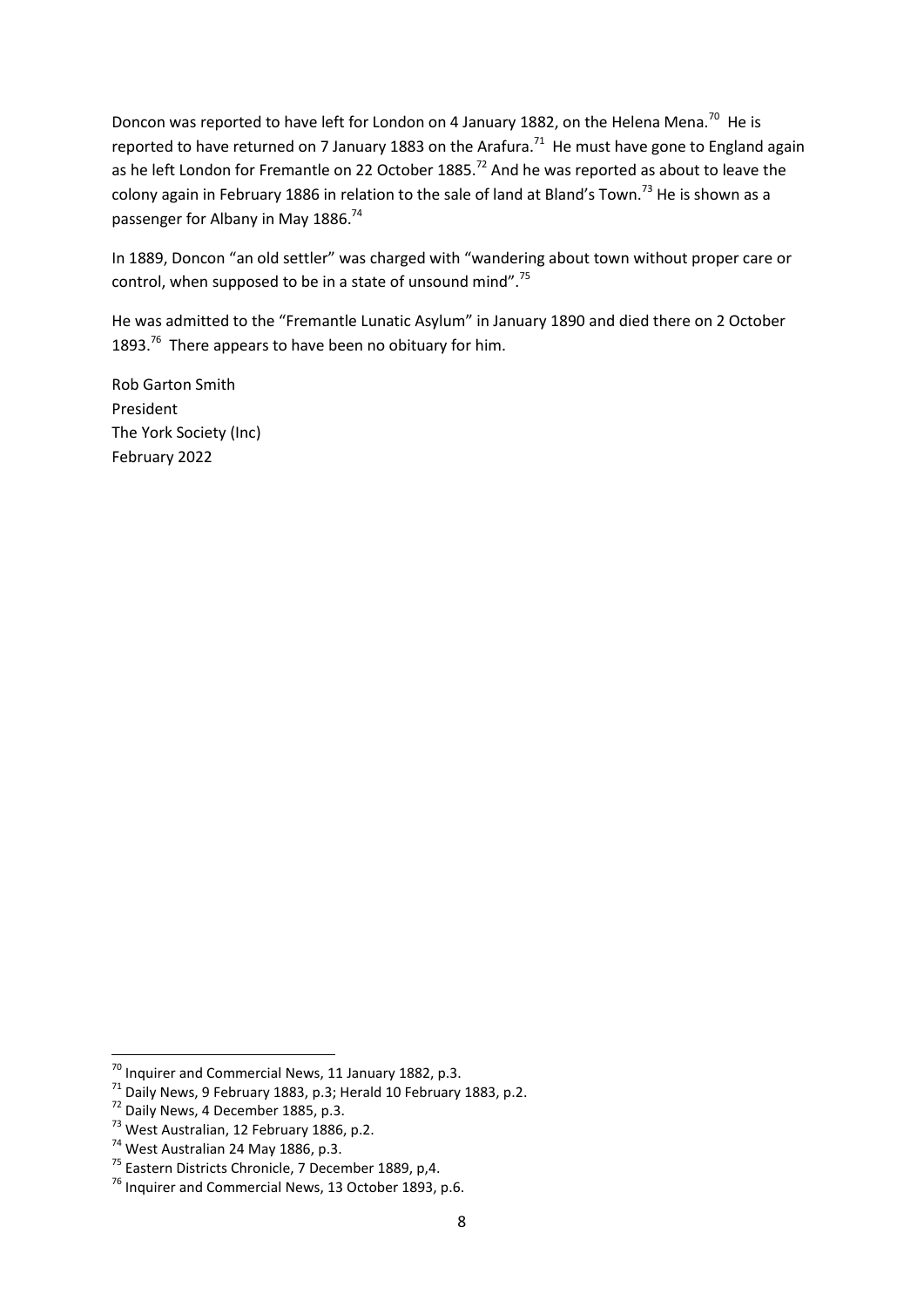Doncon was reported to have left for London on 4 January 1882, on the Helena Mena.[70] He is reported to have returned on 7 January 1883 on the Arafura.[71] He must have gone to England again as he left London for Fremantle on 22 October 1885.[72] And he was reported as about to leave the colony again in February 1886 in relation to the sale of land at Bland's Town.[73] He is shown as a passenger for Albany in May 1886.[74]

In 1889, Doncon "an old settler" was charged with "wandering about town without proper care or control, when supposed to be in a state of unsound mind".[75]

He was admitted to the "Fremantle Lunatic Asylum" in January 1890 and died there on 2 October 1893.[76] There appears to have been no obituary for him.

Rob Garton Smith
President
The York Society (Inc)
February 2022

---

[70] Inquirer and Commercial News, 11 January 1882, p.3.
[71] Daily News, 9 February 1883, p.3; Herald 10 February 1883, p.2.
[72] Daily News, 4 December 1885, p.3.
[73] West Australian, 12 February 1886, p.2.
[74] West Australian 24 May 1886, p.3.
[75] Eastern Districts Chronicle, 7 December 1889, p,4.
[76] Inquirer and Commercial News, 13 October 1893, p.6.